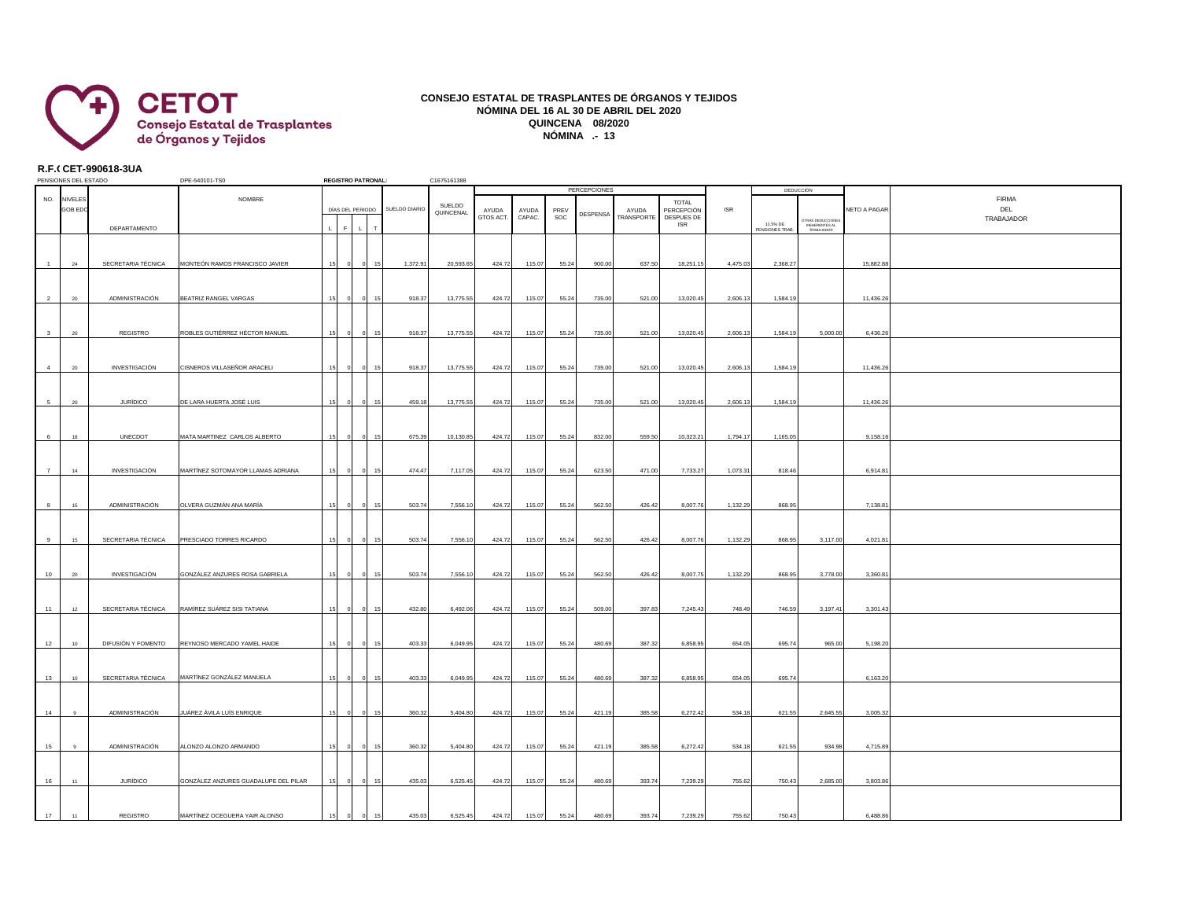**CETOT**
**Consejo Estatal de Trasplantes de Órganos y Tejidos**

# CONSEJO ESTATAL DE TRASPLANTES DE ÓRGANOS Y TEJIDOS
## NÓMINA DEL 16 AL 30 DE ABRIL DEL 2020
## QUINCENA 08/2020
## NÓMINA .- 13

**R.F.C CET-990618-3UA**

PENSIONES DEL ESTADO DPE-540101-TS0 **REGISTRO PATRONAL:** C1675161388

| NO. | NIVELES GOB EDO | DEPARTAMENTO | NOMBRE | DÍAS DEL PERIODO L | F | L | T | SUELDO DIARIO | SUELDO QUINCENAL | PERCEPCIONES AYUDA GTOS ACT. | AYUDA CAPAC. | PREV SOC | DESPENSA | AYUDA TRANSPORTE | TOTAL PERCEPCIÓN DESPUES DE ISR | ISR | DEDUCCIÓN 11.5% DE PENSIONES TRAB. | OTRAS DEDUCCIONES INHERENTES AL TRABAJADOR | NETO A PAGAR | FIRMA DEL TRABAJADOR |
|---|---|---|---|---|---|---|---|---|---|---|---|---|---|---|---|---|---|---|---|---|
| 1 | 24 | SECRETARIA TÉCNICA | MONTEÓN RAMOS FRANCISCO JAVIER | 15 | 0 | 0 | 15 | 1,372.91 | 20,593.65 | 424.72 | 115.07 | 55.24 | 900.00 | 637.50 | 18,251.15 | 4,475.03 | 2,368.27 | | 15,882.88 | |
| 2 | 20 | ADMINISTRACIÓN | BEATRIZ RANGEL VARGAS | 15 | 0 | 0 | 15 | 918.37 | 13,775.55 | 424.72 | 115.07 | 55.24 | 735.00 | 521.00 | 13,020.45 | 2,606.13 | 1,584.19 | | 11,436.26 | |
| 3 | 20 | REGISTRO | ROBLES GUTIÉRREZ HÉCTOR MANUEL | 15 | 0 | 0 | 15 | 918.37 | 13,775.55 | 424.72 | 115.07 | 55.24 | 735.00 | 521.00 | 13,020.45 | 2,606.13 | 1,584.19 | 5,000.00 | 6,436.26 | |
| 4 | 20 | INVESTIGACIÓN | CISNEROS VILLASEÑOR ARACELI | 15 | 0 | 0 | 15 | 918.37 | 13,775.55 | 424.72 | 115.07 | 55.24 | 735.00 | 521.00 | 13,020.45 | 2,606.13 | 1,584.19 | | 11,436.26 | |
| 5 | 20 | JURÍDICO | DE LARA HUERTA JOSÉ LUIS | 15 | 0 | 0 | 15 | 459.18 | 13,775.55 | 424.72 | 115.07 | 55.24 | 735.00 | 521.00 | 13,020.45 | 2,606.13 | 1,584.19 | | 11,436.26 | |
| 6 | 18 | UNECDOT | MATA MARTINEZ CARLOS ALBERTO | 15 | 0 | 0 | 15 | 675.39 | 10,130.85 | 424.72 | 115.07 | 55.24 | 832.00 | 559.50 | 10,323.21 | 1,794.17 | 1,165.05 | | 9,158.16 | |
| 7 | 14 | INVESTIGACIÓN | MARTÍNEZ SOTOMAYOR LLAMAS ADRIANA | 15 | 0 | 0 | 15 | 474.47 | 7,117.05 | 424.72 | 115.07 | 55.24 | 623.50 | 471.00 | 7,733.27 | 1,073.31 | 818.46 | | 6,914.81 | |
| 8 | 15 | ADMINISTRACIÓN | OLVERA GUZMÁN ANA MARÍA | 15 | 0 | 0 | 15 | 503.74 | 7,556.10 | 424.72 | 115.07 | 55.24 | 562.50 | 426.42 | 8,007.76 | 1,132.29 | 868.95 | | 7,138.81 | |
| 9 | 15 | SECRETARIA TÉCNICA | PRESCIADO TORRES RICARDO | 15 | 0 | 0 | 15 | 503.74 | 7,556.10 | 424.72 | 115.07 | 55.24 | 562.50 | 426.42 | 8,007.76 | 1,132.29 | 868.95 | 3,117.00 | 4,021.81 | |
| 10 | 20 | INVESTIGACIÓN | GONZÁLEZ ANZURES ROSA GABRIELA | 15 | 0 | 0 | 15 | 503.74 | 7,556.10 | 424.72 | 115.07 | 55.24 | 562.50 | 426.42 | 8,007.75 | 1,132.29 | 868.95 | 3,778.00 | 3,360.81 | |
| 11 | 12 | SECRETARIA TÉCNICA | RAMÍREZ SUÁREZ SISI TATIANA | 15 | 0 | 0 | 15 | 432.80 | 6,492.06 | 424.72 | 115.07 | 55.24 | 509.00 | 397.83 | 7,245.43 | 748.49 | 746.59 | 3,197.41 | 3,301.43 | |
| 12 | 10 | DIFUSIÓN Y FOMENTO | REYNOSO MERCADO YAMEL HAIDE | 15 | 0 | 0 | 15 | 403.33 | 6,049.95 | 424.72 | 115.07 | 55.24 | 480.69 | 387.32 | 6,858.95 | 654.05 | 695.74 | 965.00 | 5,198.20 | |
| 13 | 10 | SECRETARIA TÉCNICA | MARTÍNEZ GONZÁLEZ MANUELA | 15 | 0 | 0 | 15 | 403.33 | 6,049.95 | 424.72 | 115.07 | 55.24 | 480.69 | 387.32 | 6,858.95 | 654.05 | 695.74 | | 6,163.20 | |
| 14 | 9 | ADMINISTRACIÓN | JUÁREZ ÁVILA LUÍS ENRIQUE | 15 | 0 | 0 | 15 | 360.32 | 5,404.80 | 424.72 | 115.07 | 55.24 | 421.19 | 385.58 | 6,272.42 | 534.18 | 621.55 | 2,645.55 | 3,005.32 | |
| 15 | 9 | ADMINISTRACIÓN | ALONZO ALONZO ARMANDO | 15 | 0 | 0 | 15 | 360.32 | 5,404.80 | 424.72 | 115.07 | 55.24 | 421.19 | 385.58 | 6,272.42 | 534.18 | 621.55 | 934.98 | 4,715.89 | |
| 16 | 11 | JURÍDICO | GONZÁLEZ ANZURES GUADALUPE DEL PILAR | 15 | 0 | 0 | 15 | 435.03 | 6,525.45 | 424.72 | 115.07 | 55.24 | 480.69 | 393.74 | 7,239.29 | 755.62 | 750.43 | 2,685.00 | 3,803.86 | |
| 17 | 11 | REGISTRO | MARTÍNEZ OCEGUERA YAIR ALONSO | 15 | 0 | 0 | 15 | 435.03 | 6,525.45 | 424.72 | 115.07 | 55.24 | 480.69 | 393.74 | 7,239.29 | 755.62 | 750.43 | | 6,488.86 | |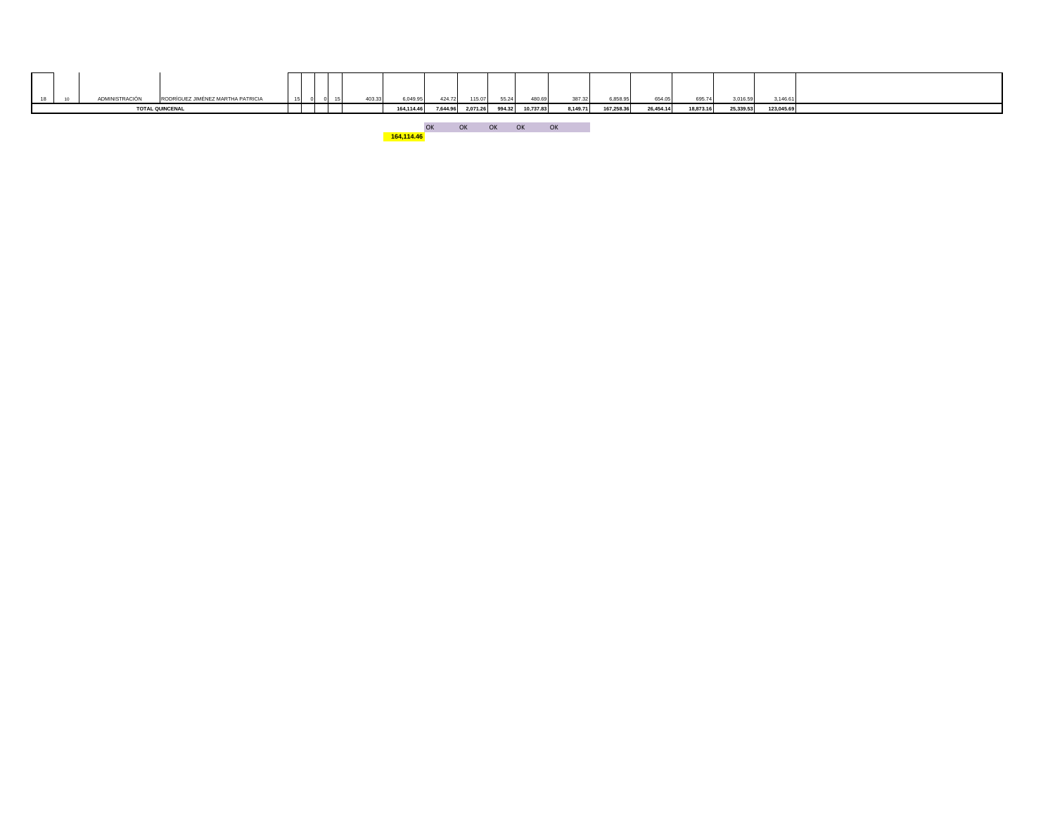| | | | | | | | | | | | | | | | | | | | | | | |
|---|---|---|---|---|---|---|---|---|---|---|---|---|---|---|---|---|---|---|---|---|---|---|
| 18 | 10 | ADMINISTRACIÓN | RODRÍGUEZ JIMÉNEZ MARTHA PATRICIA | 15 | 0 | 0 | 15 | 403.33 | 6,049.95 | 424.72 | 115.07 | 55.24 | 480.69 | 387.32 | 6,858.95 | 654.05 | 695.74 | 3,016.59 | 3,146.61 | |
| **TOTAL QUINCENAL** | | | | | | | | | **164,114.46** | **7,644.96** | **2,071.26** | **994.32** | **10,737.83** | **8,149.71** | **167,258.36** | **26,454.14** | **18,873.16** | **25,339.53** | **123,045.69** | |

| | | | | | |
|---|---|---|---|---|---|
| | OK | OK | OK | OK | OK |
| **164,114.46** | | | | | |